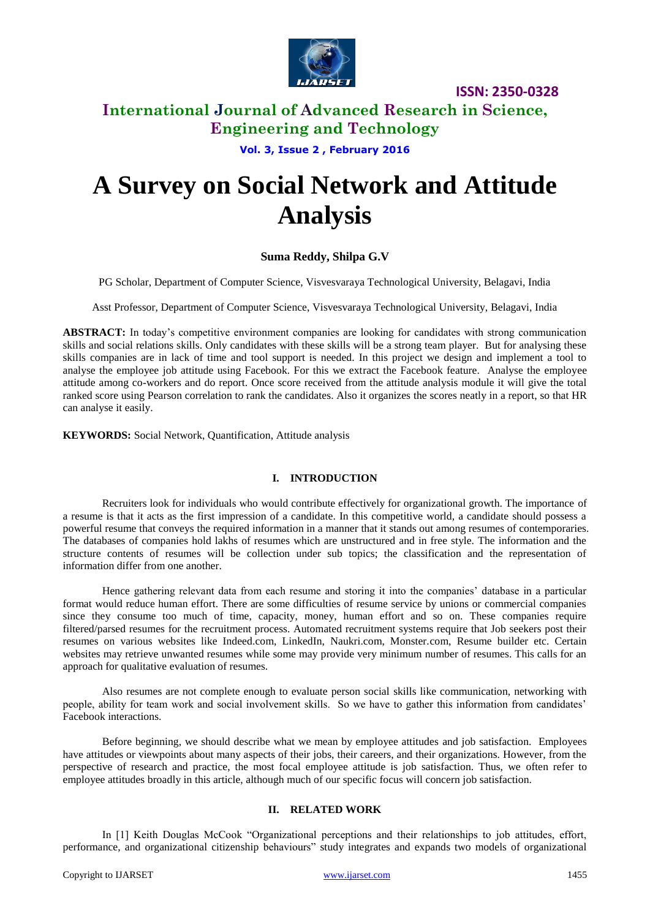# A Survey on Social Network and Attitude Analysis

**Suma Reddy, Shilpa G.V**

PG Scholar, Department of Computer Science, Visvesvaraya Technological University, Belagavi, India

Asst Professor, Department of Computer Science, Visvesvaraya Technological University, Belagavi, India

**ABSTRACT:** In today's competitive environment companies are looking for candidates with strong communication skills and social relations skills. Only candidates with these skills will be a strong team player. But for analysing these skills companies are in lack of time and tool support is needed. In this project we design and implement a tool to analyse the employee job attitude using Facebook. For this we extract the Facebook feature. Analyse the employee attitude among co-workers and do report. Once score received from the attitude analysis module it will give the total ranked score using Pearson correlation to rank the candidates. Also it organizes the scores neatly in a report, so that HR can analyse it easily.

**KEYWORDS:** Social Network, Quantification, Attitude analysis

## I. INTRODUCTION

Recruiters look for individuals who would contribute effectively for organizational growth. The importance of a resume is that it acts as the first impression of a candidate. In this competitive world, a candidate should possess a powerful resume that conveys the required information in a manner that it stands out among resumes of contemporaries. The databases of companies hold lakhs of resumes which are unstructured and in free style. The information and the structure contents of resumes will be collection under sub topics; the classification and the representation of information differ from one another.

Hence gathering relevant data from each resume and storing it into the companies' database in a particular format would reduce human effort. There are some difficulties of resume service by unions or commercial companies since they consume too much of time, capacity, money, human effort and so on. These companies require filtered/parsed resumes for the recruitment process. Automated recruitment systems require that Job seekers post their resumes on various websites like Indeed.com, LinkedIn, Naukri.com, Monster.com, Resume builder etc. Certain websites may retrieve unwanted resumes while some may provide very minimum number of resumes. This calls for an approach for qualitative evaluation of resumes.

Also resumes are not complete enough to evaluate person social skills like communication, networking with people, ability for team work and social involvement skills. So we have to gather this information from candidates' Facebook interactions.

Before beginning, we should describe what we mean by employee attitudes and job satisfaction. Employees have attitudes or viewpoints about many aspects of their jobs, their careers, and their organizations. However, from the perspective of research and practice, the most focal employee attitude is job satisfaction. Thus, we often refer to employee attitudes broadly in this article, although much of our specific focus will concern job satisfaction.

## II. RELATED WORK

In [1] Keith Douglas McCook "Organizational perceptions and their relationships to job attitudes, effort, performance, and organizational citizenship behaviours" study integrates and expands two models of organizational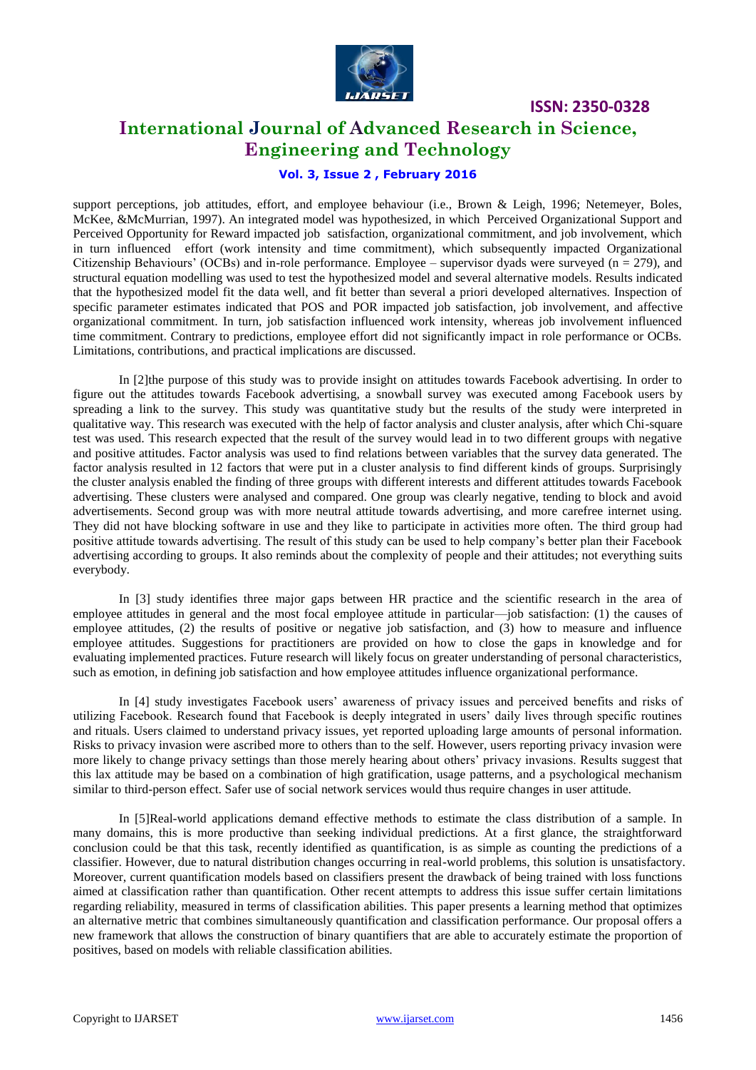support perceptions, job attitudes, effort, and employee behaviour (i.e., Brown & Leigh, 1996; Netemeyer, Boles, McKee, &McMurrian, 1997). An integrated model was hypothesized, in which Perceived Organizational Support and Perceived Opportunity for Reward impacted job satisfaction, organizational commitment, and job involvement, which in turn influenced effort (work intensity and time commitment), which subsequently impacted Organizational Citizenship Behaviours' (OCBs) and in-role performance. Employee – supervisor dyads were surveyed (n = 279), and structural equation modelling was used to test the hypothesized model and several alternative models. Results indicated that the hypothesized model fit the data well, and fit better than several a priori developed alternatives. Inspection of specific parameter estimates indicated that POS and POR impacted job satisfaction, job involvement, and affective organizational commitment. In turn, job satisfaction influenced work intensity, whereas job involvement influenced time commitment. Contrary to predictions, employee effort did not significantly impact in role performance or OCBs. Limitations, contributions, and practical implications are discussed.

In [2]the purpose of this study was to provide insight on attitudes towards Facebook advertising. In order to figure out the attitudes towards Facebook advertising, a snowball survey was executed among Facebook users by spreading a link to the survey. This study was quantitative study but the results of the study were interpreted in qualitative way. This research was executed with the help of factor analysis and cluster analysis, after which Chi-square test was used. This research expected that the result of the survey would lead in to two different groups with negative and positive attitudes. Factor analysis was used to find relations between variables that the survey data generated. The factor analysis resulted in 12 factors that were put in a cluster analysis to find different kinds of groups. Surprisingly the cluster analysis enabled the finding of three groups with different interests and different attitudes towards Facebook advertising. These clusters were analysed and compared. One group was clearly negative, tending to block and avoid advertisements. Second group was with more neutral attitude towards advertising, and more carefree internet using. They did not have blocking software in use and they like to participate in activities more often. The third group had positive attitude towards advertising. The result of this study can be used to help company's better plan their Facebook advertising according to groups. It also reminds about the complexity of people and their attitudes; not everything suits everybody.

In [3] study identifies three major gaps between HR practice and the scientific research in the area of employee attitudes in general and the most focal employee attitude in particular—job satisfaction: (1) the causes of employee attitudes, (2) the results of positive or negative job satisfaction, and (3) how to measure and influence employee attitudes. Suggestions for practitioners are provided on how to close the gaps in knowledge and for evaluating implemented practices. Future research will likely focus on greater understanding of personal characteristics, such as emotion, in defining job satisfaction and how employee attitudes influence organizational performance.

In [4] study investigates Facebook users' awareness of privacy issues and perceived benefits and risks of utilizing Facebook. Research found that Facebook is deeply integrated in users' daily lives through specific routines and rituals. Users claimed to understand privacy issues, yet reported uploading large amounts of personal information. Risks to privacy invasion were ascribed more to others than to the self. However, users reporting privacy invasion were more likely to change privacy settings than those merely hearing about others' privacy invasions. Results suggest that this lax attitude may be based on a combination of high gratification, usage patterns, and a psychological mechanism similar to third-person effect. Safer use of social network services would thus require changes in user attitude.

In [5]Real-world applications demand effective methods to estimate the class distribution of a sample. In many domains, this is more productive than seeking individual predictions. At a first glance, the straightforward conclusion could be that this task, recently identified as quantification, is as simple as counting the predictions of a classifier. However, due to natural distribution changes occurring in real-world problems, this solution is unsatisfactory. Moreover, current quantification models based on classifiers present the drawback of being trained with loss functions aimed at classification rather than quantification. Other recent attempts to address this issue suffer certain limitations regarding reliability, measured in terms of classification abilities. This paper presents a learning method that optimizes an alternative metric that combines simultaneously quantification and classification performance. Our proposal offers a new framework that allows the construction of binary quantifiers that are able to accurately estimate the proportion of positives, based on models with reliable classification abilities.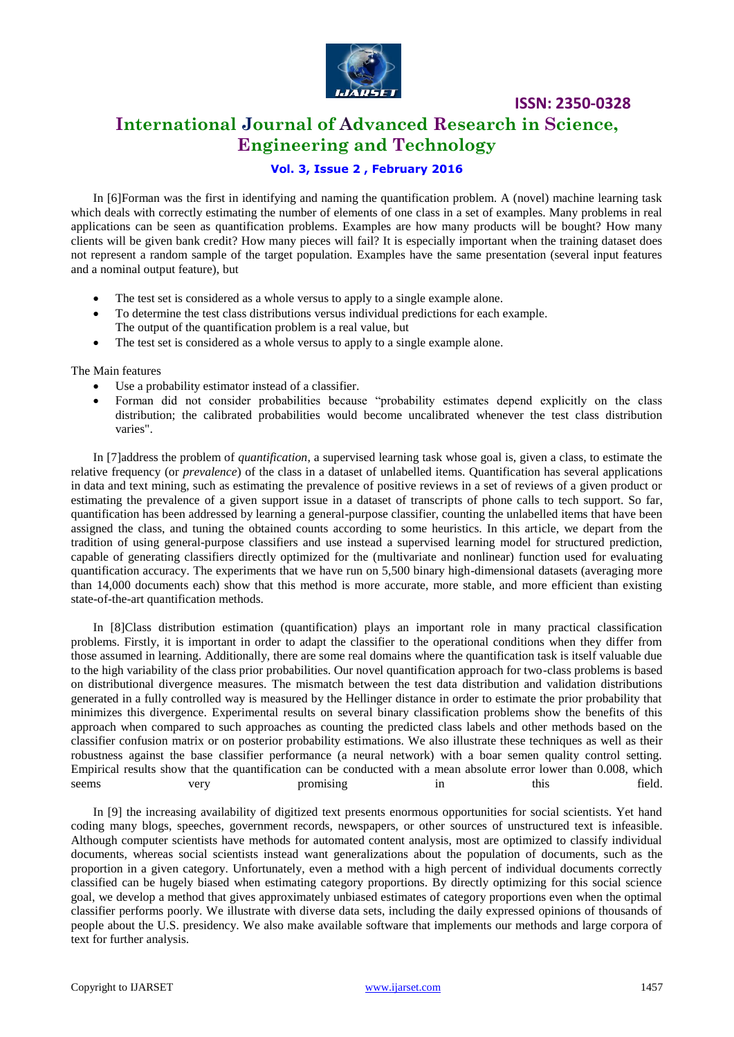In [6]Forman was the first in identifying and naming the quantification problem. A (novel) machine learning task which deals with correctly estimating the number of elements of one class in a set of examples. Many problems in real applications can be seen as quantification problems. Examples are how many products will be bought? How many clients will be given bank credit? How many pieces will fail? It is especially important when the training dataset does not represent a random sample of the target population. Examples have the same presentation (several input features and a nominal output feature), but

- The test set is considered as a whole versus to apply to a single example alone.
- To determine the test class distributions versus individual predictions for each example.
  The output of the quantification problem is a real value, but
- The test set is considered as a whole versus to apply to a single example alone.

The Main features

- Use a probability estimator instead of a classifier.
- Forman did not consider probabilities because "probability estimates depend explicitly on the class distribution; the calibrated probabilities would become uncalibrated whenever the test class distribution varies".

In [7]address the problem of *quantification*, a supervised learning task whose goal is, given a class, to estimate the relative frequency (or *prevalence*) of the class in a dataset of unlabelled items. Quantification has several applications in data and text mining, such as estimating the prevalence of positive reviews in a set of reviews of a given product or estimating the prevalence of a given support issue in a dataset of transcripts of phone calls to tech support. So far, quantification has been addressed by learning a general-purpose classifier, counting the unlabelled items that have been assigned the class, and tuning the obtained counts according to some heuristics. In this article, we depart from the tradition of using general-purpose classifiers and use instead a supervised learning model for structured prediction, capable of generating classifiers directly optimized for the (multivariate and nonlinear) function used for evaluating quantification accuracy. The experiments that we have run on 5,500 binary high-dimensional datasets (averaging more than 14,000 documents each) show that this method is more accurate, more stable, and more efficient than existing state-of-the-art quantification methods.

In [8]Class distribution estimation (quantification) plays an important role in many practical classification problems. Firstly, it is important in order to adapt the classifier to the operational conditions when they differ from those assumed in learning. Additionally, there are some real domains where the quantification task is itself valuable due to the high variability of the class prior probabilities. Our novel quantification approach for two-class problems is based on distributional divergence measures. The mismatch between the test data distribution and validation distributions generated in a fully controlled way is measured by the Hellinger distance in order to estimate the prior probability that minimizes this divergence. Experimental results on several binary classification problems show the benefits of this approach when compared to such approaches as counting the predicted class labels and other methods based on the classifier confusion matrix or on posterior probability estimations. We also illustrate these techniques as well as their robustness against the base classifier performance (a neural network) with a boar semen quality control setting. Empirical results show that the quantification can be conducted with a mean absolute error lower than 0.008, which seems very promising in this field.

In [9] the increasing availability of digitized text presents enormous opportunities for social scientists. Yet hand coding many blogs, speeches, government records, newspapers, or other sources of unstructured text is infeasible. Although computer scientists have methods for automated content analysis, most are optimized to classify individual documents, whereas social scientists instead want generalizations about the population of documents, such as the proportion in a given category. Unfortunately, even a method with a high percent of individual documents correctly classified can be hugely biased when estimating category proportions. By directly optimizing for this social science goal, we develop a method that gives approximately unbiased estimates of category proportions even when the optimal classifier performs poorly. We illustrate with diverse data sets, including the daily expressed opinions of thousands of people about the U.S. presidency. We also make available software that implements our methods and large corpora of text for further analysis.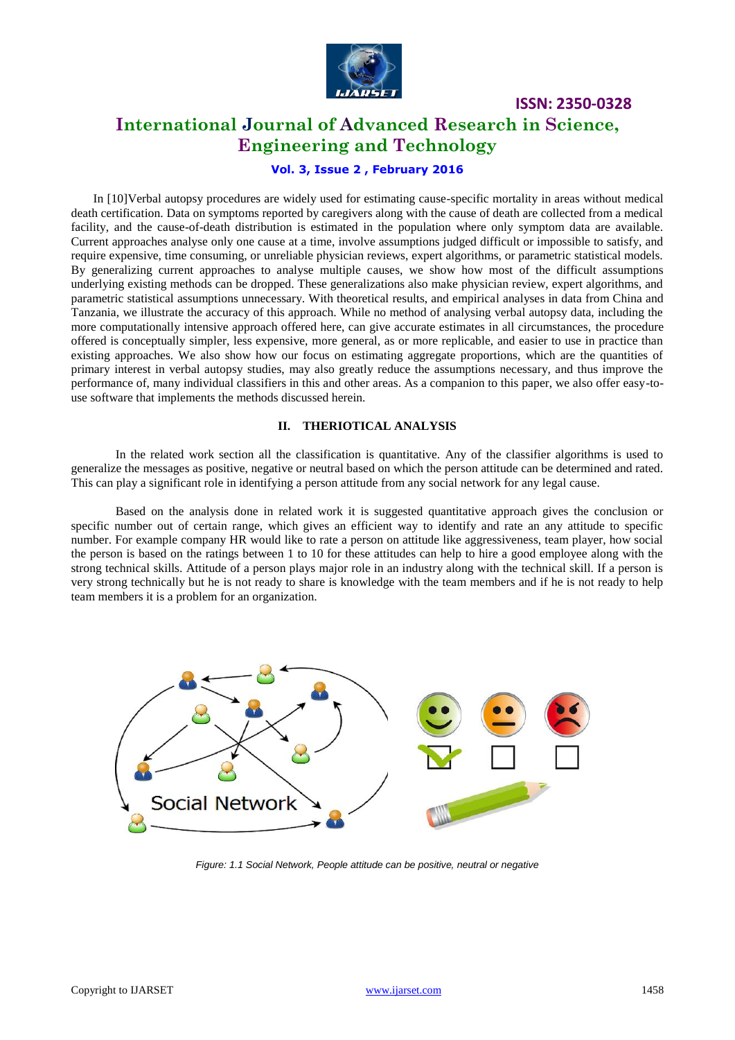In [10]Verbal autopsy procedures are widely used for estimating cause-specific mortality in areas without medical death certification. Data on symptoms reported by caregivers along with the cause of death are collected from a medical facility, and the cause-of-death distribution is estimated in the population where only symptom data are available. Current approaches analyse only one cause at a time, involve assumptions judged difficult or impossible to satisfy, and require expensive, time consuming, or unreliable physician reviews, expert algorithms, or parametric statistical models. By generalizing current approaches to analyse multiple causes, we show how most of the difficult assumptions underlying existing methods can be dropped. These generalizations also make physician review, expert algorithms, and parametric statistical assumptions unnecessary. With theoretical results, and empirical analyses in data from China and Tanzania, we illustrate the accuracy of this approach. While no method of analysing verbal autopsy data, including the more computationally intensive approach offered here, can give accurate estimates in all circumstances, the procedure offered is conceptually simpler, less expensive, more general, as or more replicable, and easier to use in practice than existing approaches. We also show how our focus on estimating aggregate proportions, which are the quantities of primary interest in verbal autopsy studies, may also greatly reduce the assumptions necessary, and thus improve the performance of, many individual classifiers in this and other areas. As a companion to this paper, we also offer easy-to-use software that implements the methods discussed herein.

## II. THERIOTICAL ANALYSIS

In the related work section all the classification is quantitative. Any of the classifier algorithms is used to generalize the messages as positive, negative or neutral based on which the person attitude can be determined and rated. This can play a significant role in identifying a person attitude from any social network for any legal cause.

Based on the analysis done in related work it is suggested quantitative approach gives the conclusion or specific number out of certain range, which gives an efficient way to identify and rate an any attitude to specific number. For example company HR would like to rate a person on attitude like aggressiveness, team player, how social the person is based on the ratings between 1 to 10 for these attitudes can help to hire a good employee along with the strong technical skills. Attitude of a person plays major role in an industry along with the technical skill. If a person is very strong technically but he is not ready to share is knowledge with the team members and if he is not ready to help team members it is a problem for an organization.

*Figure: 1.1 Social Network, People attitude can be positive, neutral or negative*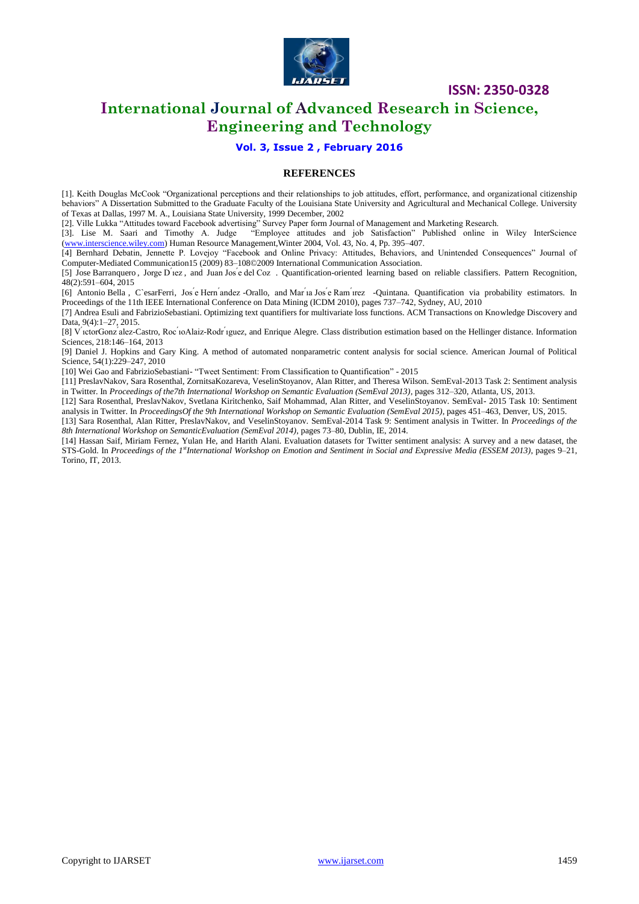## REFERENCES

[1]. Keith Douglas McCook "Organizational perceptions and their relationships to job attitudes, effort, performance, and organizational citizenship behaviors" A Dissertation Submitted to the Graduate Faculty of the Louisiana State University and Agricultural and Mechanical College. University of Texas at Dallas, 1997 M. A., Louisiana State University, 1999 December, 2002

[2]. Ville Lukka "Attitudes toward Facebook advertising" Survey Paper form Journal of Management and Marketing Research.

[3]. Lise M. Saari and Timothy A. Judge "Employee attitudes and job Satisfaction" Published online in Wiley InterScience (www.interscience.wiley.com) Human Resource Management,Winter 2004, Vol. 43, No. 4, Pp. 395–407.

[4] Bernhard Debatin, Jennette P. Lovejoy "Facebook and Online Privacy: Attitudes, Behaviors, and Unintended Consequences" Journal of Computer-Mediated Communication15 (2009) 83–108©2009 International Communication Association.

[5] Jose Barranquero , Jorge D ́ıez , and Juan Jos ́e del Coz . Quantification-oriented learning based on reliable classifiers. Pattern Recognition, 48(2):591–604, 2015

[6] Antonio Bella , C`esarFerri, Jos ́e Hern ́andez -Orallo, and Mar ́ıa Jos ́e Ram ́ırez -Quintana. Quantification via probability estimators. In Proceedings of the 11th IEEE International Conference on Data Mining (ICDM 2010), pages 737–742, Sydney, AU, 2010

[7] Andrea Esuli and FabrizioSebastiani. Optimizing text quantifiers for multivariate loss functions. ACM Transactions on Knowledge Discovery and Data, 9(4):1–27, 2015.

[8] V ́ıctorGonz ́alez-Castro, Roc ́ıoAlaiz-Rodr ́ıguez, and Enrique Alegre. Class distribution estimation based on the Hellinger distance. Information Sciences, 218:146–164, 2013

[9] Daniel J. Hopkins and Gary King. A method of automated nonparametric content analysis for social science. American Journal of Political Science, 54(1):229–247, 2010

[10] Wei Gao and FabrizioSebastiani- "Tweet Sentiment: From Classification to Quantification" - 2015

[11] PreslavNakov, Sara Rosenthal, ZornitsaKozareva, VeselinStoyanov, Alan Ritter, and Theresa Wilson. SemEval-2013 Task 2: Sentiment analysis in Twitter. In *Proceedings of the7th International Workshop on Semantic Evaluation (SemEval 2013)*, pages 312–320, Atlanta, US, 2013.

[12] Sara Rosenthal, PreslavNakov, Svetlana Kiritchenko, Saif Mohammad, Alan Ritter, and VeselinStoyanov. SemEval- 2015 Task 10: Sentiment analysis in Twitter. In *ProceedingsOf the 9th International Workshop on Semantic Evaluation (SemEval 2015)*, pages 451–463, Denver, US, 2015.

[13] Sara Rosenthal, Alan Ritter, PreslavNakov, and VeselinStoyanov. SemEval-2014 Task 9: Sentiment analysis in Twitter. In *Proceedings of the 8th International Workshop on SemanticEvaluation (SemEval 2014)*, pages 73–80, Dublin, IE, 2014.

[14] Hassan Saif, Miriam Fernez, Yulan He, and Harith Alani. Evaluation datasets for Twitter sentiment analysis: A survey and a new dataset, the STS-Gold. In *Proceedings of the 1stInternational Workshop on Emotion and Sentiment in Social and Expressive Media (ESSEM 2013)*, pages 9–21, Torino, IT, 2013.